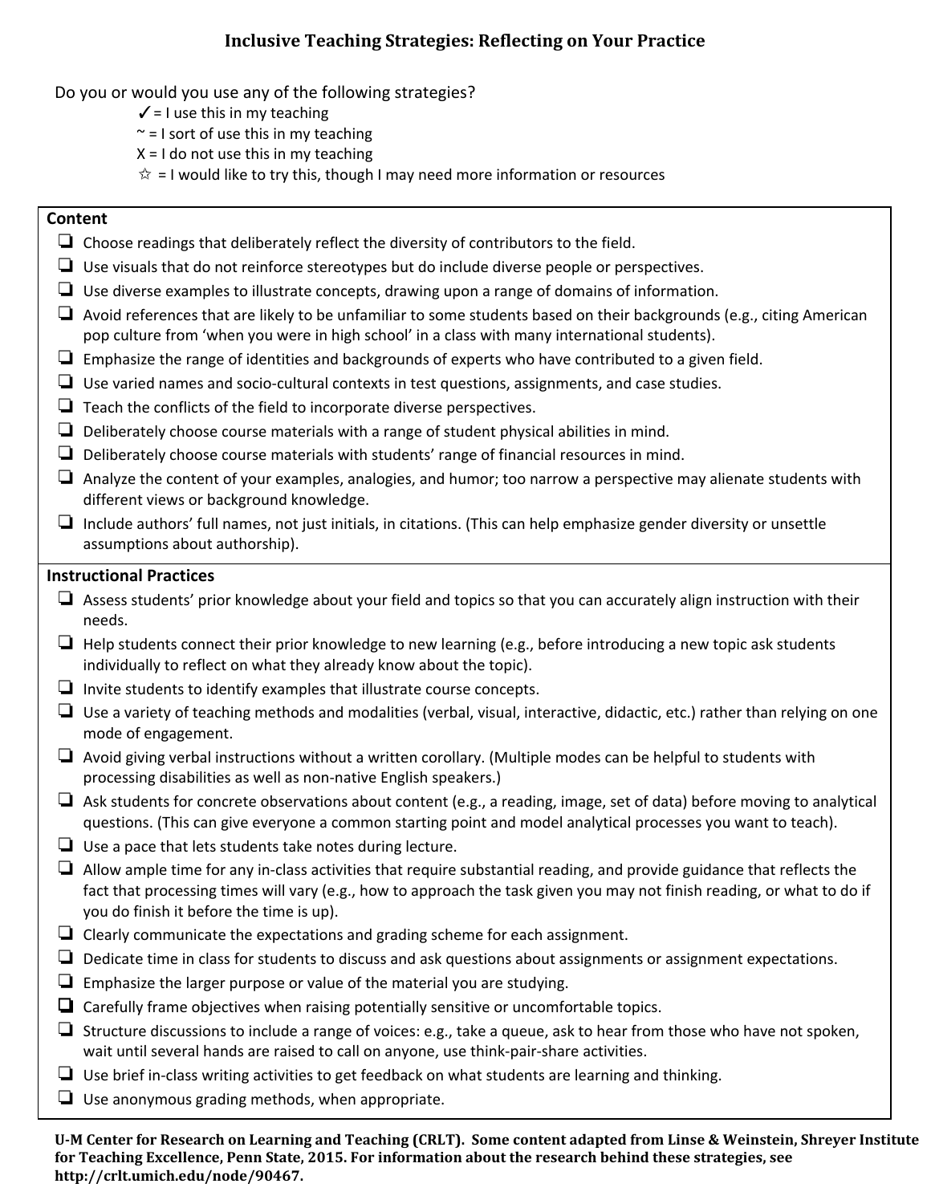# Inclusive Teaching Strategies: Reflecting on Your Practice

Do you or would you use any of the following strategies?

✓ = I use this in my teaching
~ = I sort of use this in my teaching
X = I do not use this in my teaching
☆ = I would like to try this, though I may need more information or resources

## Content

- ❑ Choose readings that deliberately reflect the diversity of contributors to the field.
- ❑ Use visuals that do not reinforce stereotypes but do include diverse people or perspectives.
- ❑ Use diverse examples to illustrate concepts, drawing upon a range of domains of information.
- ❑ Avoid references that are likely to be unfamiliar to some students based on their backgrounds (e.g., citing American pop culture from 'when you were in high school' in a class with many international students).
- ❑ Emphasize the range of identities and backgrounds of experts who have contributed to a given field.
- ❑ Use varied names and socio-cultural contexts in test questions, assignments, and case studies.
- ❑ Teach the conflicts of the field to incorporate diverse perspectives.
- ❑ Deliberately choose course materials with a range of student physical abilities in mind.
- ❑ Deliberately choose course materials with students' range of financial resources in mind.
- ❑ Analyze the content of your examples, analogies, and humor; too narrow a perspective may alienate students with different views or background knowledge.
- ❑ Include authors' full names, not just initials, in citations. (This can help emphasize gender diversity or unsettle assumptions about authorship).

## Instructional Practices

- ❑ Assess students' prior knowledge about your field and topics so that you can accurately align instruction with their needs.
- ❑ Help students connect their prior knowledge to new learning (e.g., before introducing a new topic ask students individually to reflect on what they already know about the topic).
- ❑ Invite students to identify examples that illustrate course concepts.
- ❑ Use a variety of teaching methods and modalities (verbal, visual, interactive, didactic, etc.) rather than relying on one mode of engagement.
- ❑ Avoid giving verbal instructions without a written corollary. (Multiple modes can be helpful to students with processing disabilities as well as non-native English speakers.)
- ❑ Ask students for concrete observations about content (e.g., a reading, image, set of data) before moving to analytical questions. (This can give everyone a common starting point and model analytical processes you want to teach).
- ❑ Use a pace that lets students take notes during lecture.
- ❑ Allow ample time for any in-class activities that require substantial reading, and provide guidance that reflects the fact that processing times will vary (e.g., how to approach the task given you may not finish reading, or what to do if you do finish it before the time is up).
- ❑ Clearly communicate the expectations and grading scheme for each assignment.
- ❑ Dedicate time in class for students to discuss and ask questions about assignments or assignment expectations.
- ❑ Emphasize the larger purpose or value of the material you are studying.
- ❑ Carefully frame objectives when raising potentially sensitive or uncomfortable topics.
- ❑ Structure discussions to include a range of voices: e.g., take a queue, ask to hear from those who have not spoken, wait until several hands are raised to call on anyone, use think-pair-share activities.
- ❑ Use brief in-class writing activities to get feedback on what students are learning and thinking.
- ❑ Use anonymous grading methods, when appropriate.

**U-M Center for Research on Learning and Teaching (CRLT). Some content adapted from Linse & Weinstein, Shreyer Institute for Teaching Excellence, Penn State, 2015. For information about the research behind these strategies, see http://crlt.umich.edu/node/90467.**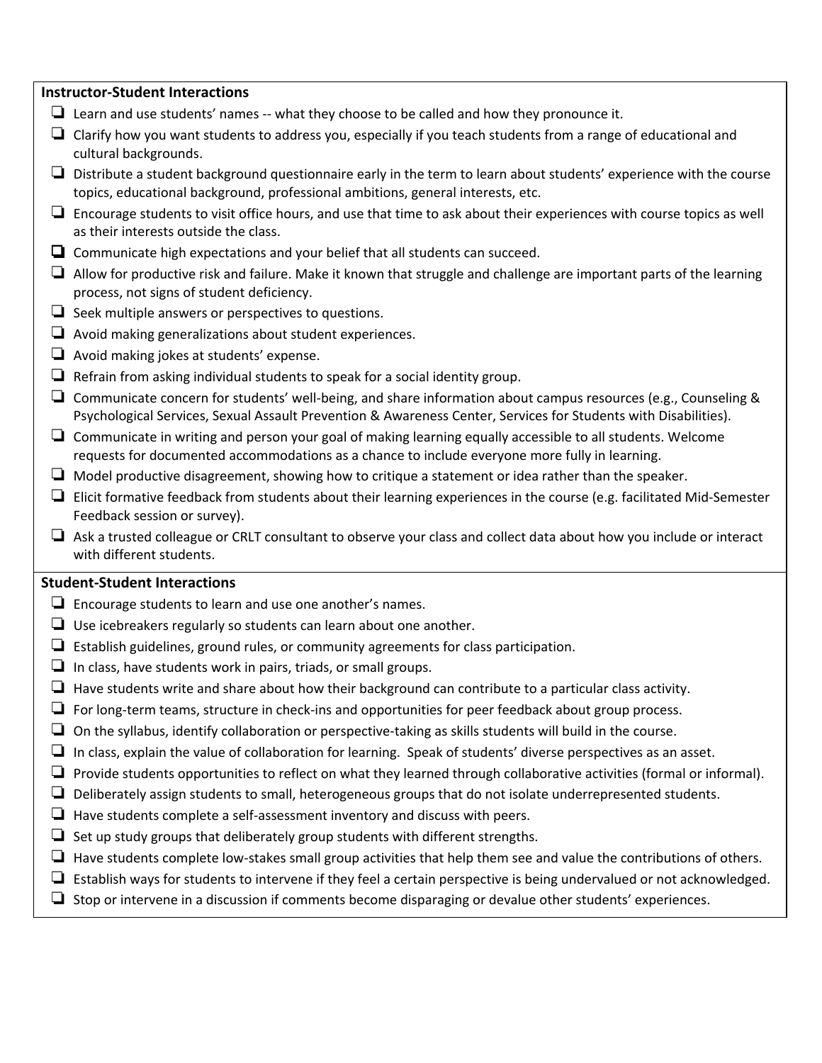**Instructor-Student Interactions**

- ❏ Learn and use students' names -- what they choose to be called and how they pronounce it.
- ❏ Clarify how you want students to address you, especially if you teach students from a range of educational and cultural backgrounds.
- ❏ Distribute a student background questionnaire early in the term to learn about students' experience with the course topics, educational background, professional ambitions, general interests, etc.
- ❏ Encourage students to visit office hours, and use that time to ask about their experiences with course topics as well as their interests outside the class.
- ❏ Communicate high expectations and your belief that all students can succeed.
- ❏ Allow for productive risk and failure. Make it known that struggle and challenge are important parts of the learning process, not signs of student deficiency.
- ❏ Seek multiple answers or perspectives to questions.
- ❏ Avoid making generalizations about student experiences.
- ❏ Avoid making jokes at students' expense.
- ❏ Refrain from asking individual students to speak for a social identity group.
- ❏ Communicate concern for students' well-being, and share information about campus resources (e.g., Counseling & Psychological Services, Sexual Assault Prevention & Awareness Center, Services for Students with Disabilities).
- ❏ Communicate in writing and person your goal of making learning equally accessible to all students. Welcome requests for documented accommodations as a chance to include everyone more fully in learning.
- ❏ Model productive disagreement, showing how to critique a statement or idea rather than the speaker.
- ❏ Elicit formative feedback from students about their learning experiences in the course (e.g. facilitated Mid-Semester Feedback session or survey).
- ❏ Ask a trusted colleague or CRLT consultant to observe your class and collect data about how you include or interact with different students.

**Student-Student Interactions**

- ❏ Encourage students to learn and use one another's names.
- ❏ Use icebreakers regularly so students can learn about one another.
- ❏ Establish guidelines, ground rules, or community agreements for class participation.
- ❏ In class, have students work in pairs, triads, or small groups.
- ❏ Have students write and share about how their background can contribute to a particular class activity.
- ❏ For long-term teams, structure in check-ins and opportunities for peer feedback about group process.
- ❏ On the syllabus, identify collaboration or perspective-taking as skills students will build in the course.
- ❏ In class, explain the value of collaboration for learning. Speak of students' diverse perspectives as an asset.
- ❏ Provide students opportunities to reflect on what they learned through collaborative activities (formal or informal).
- ❏ Deliberately assign students to small, heterogeneous groups that do not isolate underrepresented students.
- ❏ Have students complete a self-assessment inventory and discuss with peers.
- ❏ Set up study groups that deliberately group students with different strengths.
- ❏ Have students complete low-stakes small group activities that help them see and value the contributions of others.
- ❏ Establish ways for students to intervene if they feel a certain perspective is being undervalued or not acknowledged.
- ❏ Stop or intervene in a discussion if comments become disparaging or devalue other students' experiences.